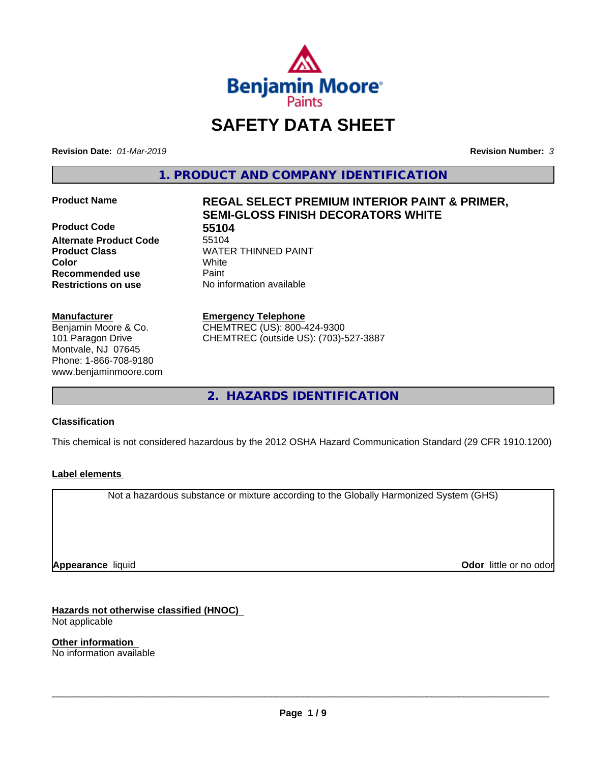# SAFETY DATA SHEET

**Revision Date:** *01-Mar-2019* **Revision Number:** *3*

## 1. PRODUCT AND COMPANY IDENTIFICATION

| | |
|---|---|
| **Product Name** | **REGAL SELECT PREMIUM INTERIOR PAINT & PRIMER, SEMI-GLOSS FINISH DECORATORS WHITE** |
| **Product Code** | **55104** |
| **Alternate Product Code** | 55104 |
| **Product Class** | WATER THINNED PAINT |
| **Color** | White |
| **Recommended use** | Paint |
| **Restrictions on use** | No information available |

**Manufacturer**
Benjamin Moore & Co.
101 Paragon Drive
Montvale, NJ 07645
Phone: 1-866-708-9180
www.benjaminmoore.com

**Emergency Telephone**
CHEMTREC (US): 800-424-9300
CHEMTREC (outside US): (703)-527-3887

## 2. HAZARDS IDENTIFICATION

**Classification**

This chemical is not considered hazardous by the 2012 OSHA Hazard Communication Standard (29 CFR 1910.1200)

**Label elements**

Not a hazardous substance or mixture according to the Globally Harmonized System (GHS)

**Appearance** liquid **Odor** little or no odor

**Hazards not otherwise classified (HNOC)**
Not applicable

**Other information**
No information available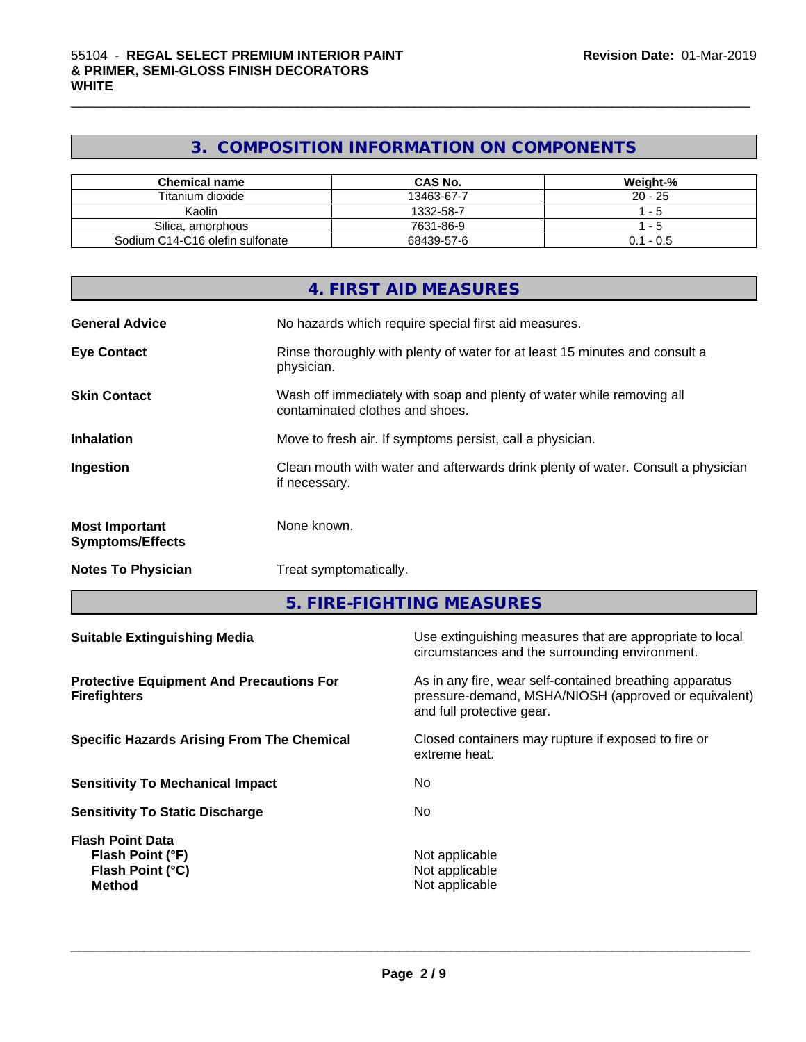## 3. COMPOSITION INFORMATION ON COMPONENTS

| Chemical name | CAS No. | Weight-% |
|---|---|---|
| Titanium dioxide | 13463-67-7 | 20 - 25 |
| Kaolin | 1332-58-7 | 1 - 5 |
| Silica, amorphous | 7631-86-9 | 1 - 5 |
| Sodium C14-C16 olefin sulfonate | 68439-57-6 | 0.1 - 0.5 |

## 4. FIRST AID MEASURES

**General Advice** No hazards which require special first aid measures.

**Eye Contact** Rinse thoroughly with plenty of water for at least 15 minutes and consult a physician.

**Skin Contact** Wash off immediately with soap and plenty of water while removing all contaminated clothes and shoes.

**Inhalation** Move to fresh air. If symptoms persist, call a physician.

**Ingestion** Clean mouth with water and afterwards drink plenty of water. Consult a physician if necessary.

**Most Important Symptoms/Effects** None known.

**Notes To Physician** Treat symptomatically.

## 5. FIRE-FIGHTING MEASURES

**Suitable Extinguishing Media** Use extinguishing measures that are appropriate to local circumstances and the surrounding environment.

**Protective Equipment And Precautions For Firefighters** As in any fire, wear self-contained breathing apparatus pressure-demand, MSHA/NIOSH (approved or equivalent) and full protective gear.

**Specific Hazards Arising From The Chemical** Closed containers may rupture if exposed to fire or extreme heat.

**Sensitivity To Mechanical Impact** No

**Sensitivity To Static Discharge** No

**Flash Point Data**
**Flash Point (°F)** Not applicable
**Flash Point (°C)** Not applicable
**Method** Not applicable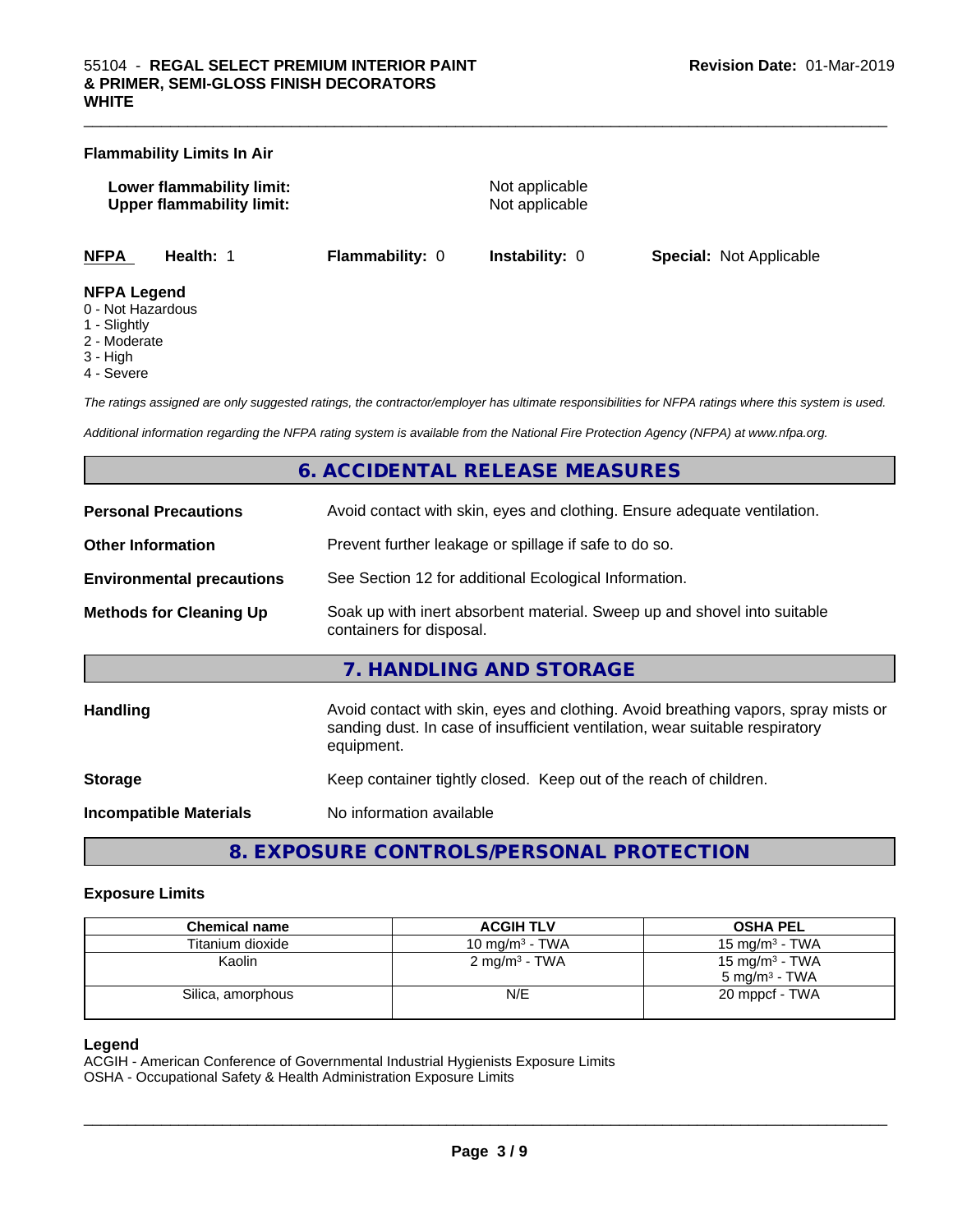**Flammability Limits In Air**

**Lower flammability limit:** Not applicable
**Upper flammability limit:** Not applicable

| NFPA | Health: 1 | Flammability: 0 | Instability: 0 | Special: Not Applicable |
|---|---|---|---|---|

**NFPA Legend**
0 - Not Hazardous
1 - Slightly
2 - Moderate
3 - High
4 - Severe

*The ratings assigned are only suggested ratings, the contractor/employer has ultimate responsibilities for NFPA ratings where this system is used.*

*Additional information regarding the NFPA rating system is available from the National Fire Protection Agency (NFPA) at www.nfpa.org.*

## 6. ACCIDENTAL RELEASE MEASURES

**Personal Precautions** Avoid contact with skin, eyes and clothing. Ensure adequate ventilation.

**Other Information** Prevent further leakage or spillage if safe to do so.

**Environmental precautions** See Section 12 for additional Ecological Information.

**Methods for Cleaning Up** Soak up with inert absorbent material. Sweep up and shovel into suitable containers for disposal.

## 7. HANDLING AND STORAGE

**Handling** Avoid contact with skin, eyes and clothing. Avoid breathing vapors, spray mists or sanding dust. In case of insufficient ventilation, wear suitable respiratory equipment.

**Storage** Keep container tightly closed. Keep out of the reach of children.

**Incompatible Materials** No information available

## 8. EXPOSURE CONTROLS/PERSONAL PROTECTION

### Exposure Limits

| Chemical name | ACGIH TLV | OSHA PEL |
|---|---|---|
| Titanium dioxide | 10 mg/m³ - TWA | 15 mg/m³ - TWA |
| Kaolin | 2 mg/m³ - TWA | 15 mg/m³ - TWA<br>5 mg/m³ - TWA |
| Silica, amorphous | N/E | 20 mppcf - TWA |

**Legend**
ACGIH - American Conference of Governmental Industrial Hygienists Exposure Limits
OSHA - Occupational Safety & Health Administration Exposure Limits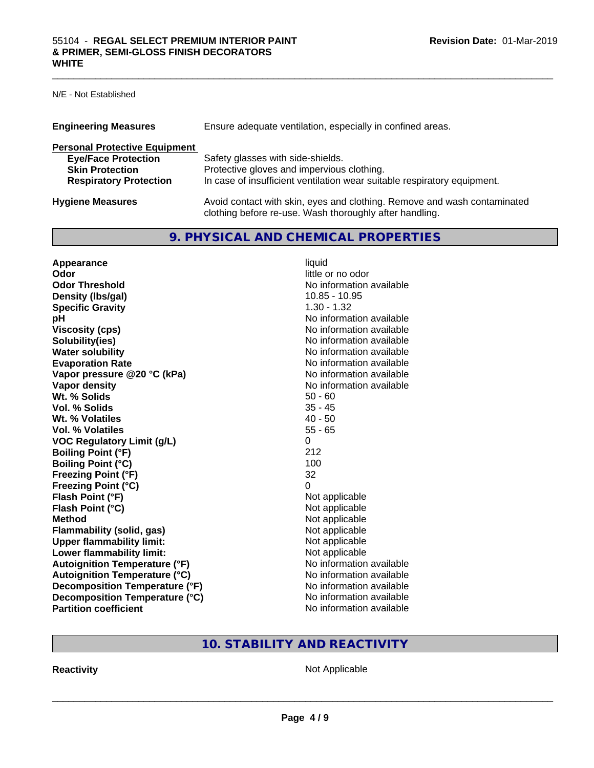N/E - Not Established

| | |
|---|---|
| **Engineering Measures** | Ensure adequate ventilation, especially in confined areas. |

**Personal Protective Equipment**

| | |
|---|---|
| **Eye/Face Protection** | Safety glasses with side-shields. |
| **Skin Protection** | Protective gloves and impervious clothing. |
| **Respiratory Protection** | In case of insufficient ventilation wear suitable respiratory equipment. |

| | |
|---|---|
| **Hygiene Measures** | Avoid contact with skin, eyes and clothing. Remove and wash contaminated clothing before re-use. Wash thoroughly after handling. |

## 9. PHYSICAL AND CHEMICAL PROPERTIES

| | |
|---|---|
| **Appearance** | liquid |
| **Odor** | little or no odor |
| **Odor Threshold** | No information available |
| **Density (lbs/gal)** | 10.85 - 10.95 |
| **Specific Gravity** | 1.30 - 1.32 |
| **pH** | No information available |
| **Viscosity (cps)** | No information available |
| **Solubility(ies)** | No information available |
| **Water solubility** | No information available |
| **Evaporation Rate** | No information available |
| **Vapor pressure @20 °C (kPa)** | No information available |
| **Vapor density** | No information available |
| **Wt. % Solids** | 50 - 60 |
| **Vol. % Solids** | 35 - 45 |
| **Wt. % Volatiles** | 40 - 50 |
| **Vol. % Volatiles** | 55 - 65 |
| **VOC Regulatory Limit (g/L)** | 0 |
| **Boiling Point (°F)** | 212 |
| **Boiling Point (°C)** | 100 |
| **Freezing Point (°F)** | 32 |
| **Freezing Point (°C)** | 0 |
| **Flash Point (°F)** | Not applicable |
| **Flash Point (°C)** | Not applicable |
| **Method** | Not applicable |
| **Flammability (solid, gas)** | Not applicable |
| **Upper flammability limit:** | Not applicable |
| **Lower flammability limit:** | Not applicable |
| **Autoignition Temperature (°F)** | No information available |
| **Autoignition Temperature (°C)** | No information available |
| **Decomposition Temperature (°F)** | No information available |
| **Decomposition Temperature (°C)** | No information available |
| **Partition coefficient** | No information available |

## 10. STABILITY AND REACTIVITY

| | |
|---|---|
| **Reactivity** | Not Applicable |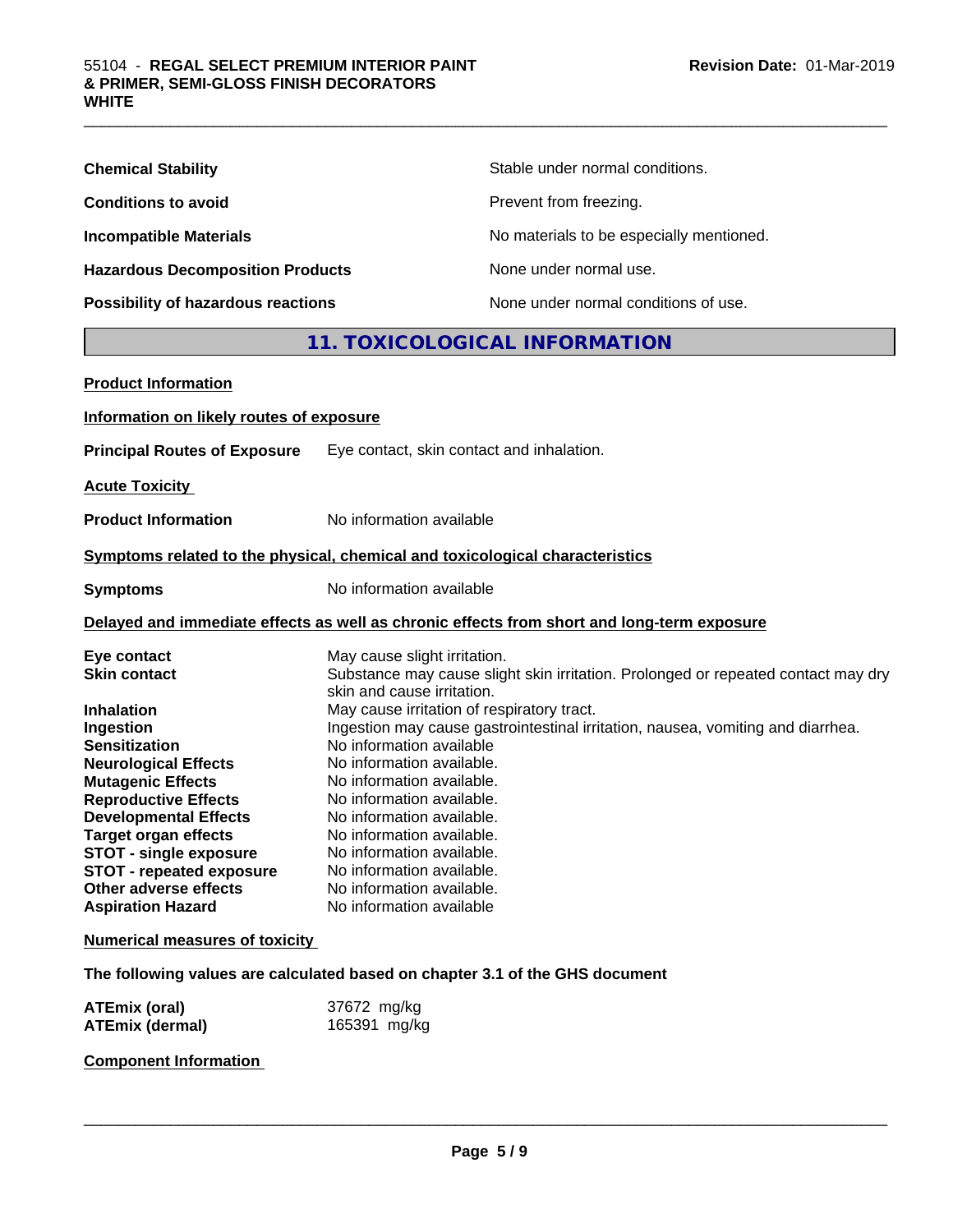| | |
|---|---|
| **Chemical Stability** | Stable under normal conditions. |
| **Conditions to avoid** | Prevent from freezing. |
| **Incompatible Materials** | No materials to be especially mentioned. |
| **Hazardous Decomposition Products** | None under normal use. |
| **Possibility of hazardous reactions** | None under normal conditions of use. |

## 11. TOXICOLOGICAL INFORMATION

**Product Information**

**Information on likely routes of exposure**

**Principal Routes of Exposure** Eye contact, skin contact and inhalation.

**Acute Toxicity**

**Product Information** No information available

**Symptoms related to the physical, chemical and toxicological characteristics**

**Symptoms** No information available

**Delayed and immediate effects as well as chronic effects from short and long-term exposure**

| | |
|---|---|
| **Eye contact** | May cause slight irritation. |
| **Skin contact** | Substance may cause slight skin irritation. Prolonged or repeated contact may dry skin and cause irritation. |
| **Inhalation** | May cause irritation of respiratory tract. |
| **Ingestion** | Ingestion may cause gastrointestinal irritation, nausea, vomiting and diarrhea. |
| **Sensitization** | No information available |
| **Neurological Effects** | No information available. |
| **Mutagenic Effects** | No information available. |
| **Reproductive Effects** | No information available. |
| **Developmental Effects** | No information available. |
| **Target organ effects** | No information available. |
| **STOT - single exposure** | No information available. |
| **STOT - repeated exposure** | No information available. |
| **Other adverse effects** | No information available. |
| **Aspiration Hazard** | No information available |

**Numerical measures of toxicity**

**The following values are calculated based on chapter 3.1 of the GHS document**

| | |
|---|---|
| **ATEmix (oral)** | 37672 mg/kg |
| **ATEmix (dermal)** | 165391 mg/kg |

**Component Information**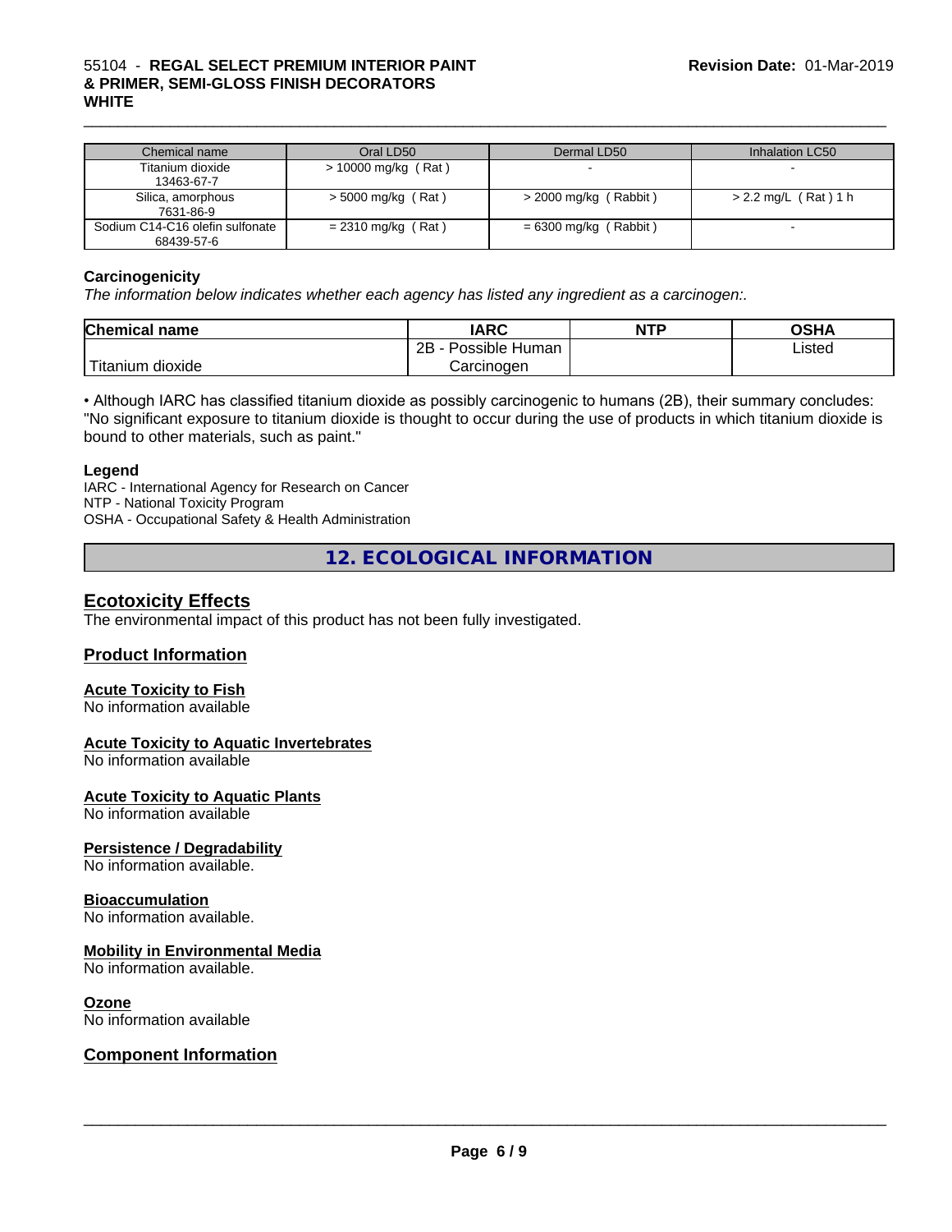| Chemical name | Oral LD50 | Dermal LD50 | Inhalation LC50 |
|---|---|---|---|
| Titanium dioxide<br>13463-67-7 | > 10000 mg/kg ( Rat ) | - | - |
| Silica, amorphous<br>7631-86-9 | > 5000 mg/kg ( Rat ) | > 2000 mg/kg ( Rabbit ) | > 2.2 mg/L ( Rat ) 1 h |
| Sodium C14-C16 olefin sulfonate<br>68439-57-6 | = 2310 mg/kg ( Rat ) | = 6300 mg/kg ( Rabbit ) | - |

**Carcinogenicity**

*The information below indicates whether each agency has listed any ingredient as a carcinogen:.*

| Chemical name | IARC | NTP | OSHA |
|---|---|---|---|
| Titanium dioxide | 2B - Possible Human Carcinogen | | Listed |

• Although IARC has classified titanium dioxide as possibly carcinogenic to humans (2B), their summary concludes: "No significant exposure to titanium dioxide is thought to occur during the use of products in which titanium dioxide is bound to other materials, such as paint."

**Legend**

IARC - International Agency for Research on Cancer
NTP - National Toxicity Program
OSHA - Occupational Safety & Health Administration

## 12. ECOLOGICAL INFORMATION

### Ecotoxicity Effects

The environmental impact of this product has not been fully investigated.

### Product Information

**Acute Toxicity to Fish**
No information available

**Acute Toxicity to Aquatic Invertebrates**
No information available

**Acute Toxicity to Aquatic Plants**
No information available

**Persistence / Degradability**
No information available.

**Bioaccumulation**
No information available.

**Mobility in Environmental Media**
No information available.

**Ozone**
No information available

### Component Information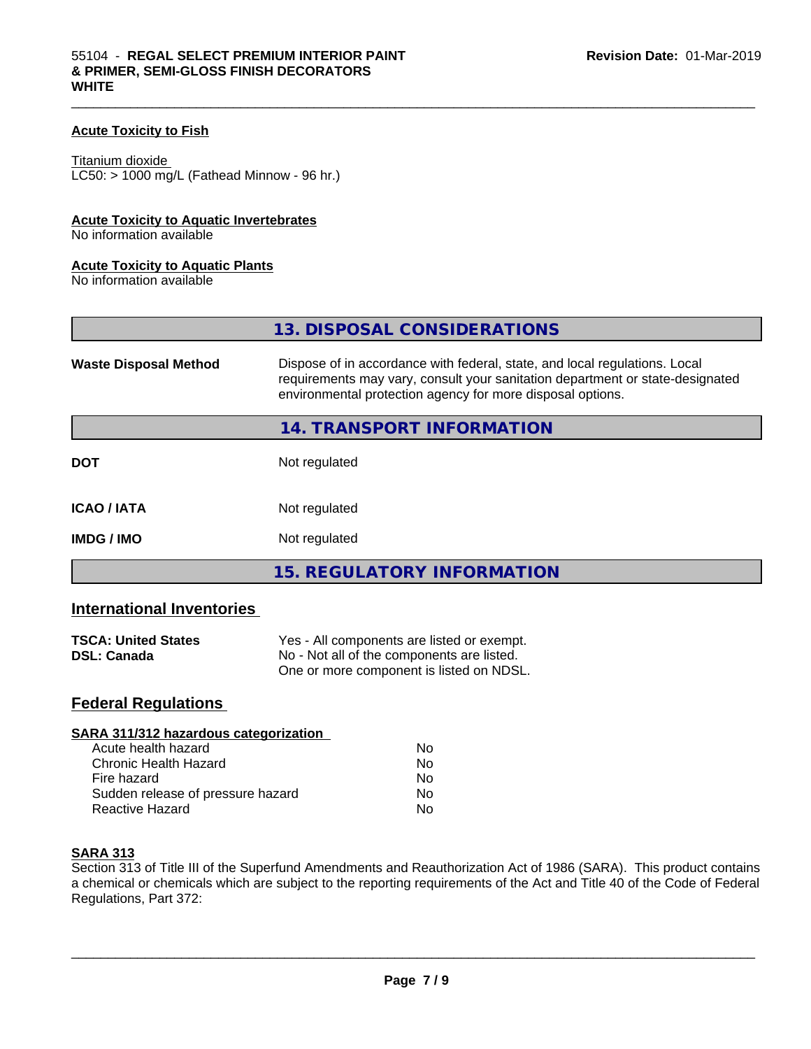**Acute Toxicity to Fish**

Titanium dioxide
LC50: > 1000 mg/L (Fathead Minnow - 96 hr.)

**Acute Toxicity to Aquatic Invertebrates**
No information available

**Acute Toxicity to Aquatic Plants**
No information available

## 13. DISPOSAL CONSIDERATIONS

| | |
|---|---|
| **Waste Disposal Method** | Dispose of in accordance with federal, state, and local regulations. Local requirements may vary, consult your sanitation department or state-designated environmental protection agency for more disposal options. |

## 14. TRANSPORT INFORMATION

| | |
|---|---|
| **DOT** | Not regulated |
| **ICAO / IATA** | Not regulated |
| **IMDG / IMO** | Not regulated |

## 15. REGULATORY INFORMATION

### International Inventories

| | |
|---|---|
| **TSCA: United States** | Yes - All components are listed or exempt. |
| **DSL: Canada** | No - Not all of the components are listed. One or more component is listed on NDSL. |

### Federal Regulations

**SARA 311/312 hazardous categorization**

| | |
|---|---|
| Acute health hazard | No |
| Chronic Health Hazard | No |
| Fire hazard | No |
| Sudden release of pressure hazard | No |
| Reactive Hazard | No |

**SARA 313**
Section 313 of Title III of the Superfund Amendments and Reauthorization Act of 1986 (SARA). This product contains a chemical or chemicals which are subject to the reporting requirements of the Act and Title 40 of the Code of Federal Regulations, Part 372: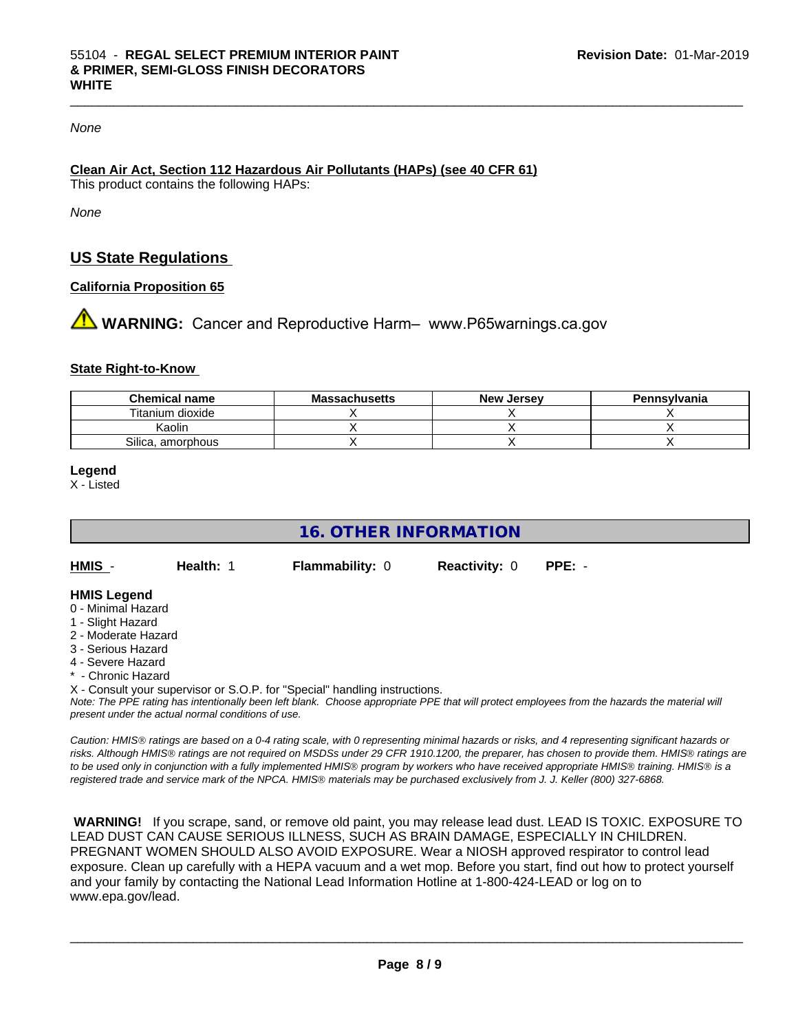*None*

**Clean Air Act, Section 112 Hazardous Air Pollutants (HAPs) (see 40 CFR 61)**

This product contains the following HAPs:

*None*

## US State Regulations

**California Proposition 65**

⚠ **WARNING:** Cancer and Reproductive Harm– www.P65warnings.ca.gov

**State Right-to-Know**

| Chemical name | Massachusetts | New Jersey | Pennsylvania |
|---|---|---|---|
| Titanium dioxide | X | X | X |
| Kaolin | X | X | X |
| Silica, amorphous | X | X | X |

**Legend**

X - Listed

## 16. OTHER INFORMATION

**HMIS** - **Health:** 1 **Flammability:** 0 **Reactivity:** 0 **PPE:** -

**HMIS Legend**

0 - Minimal Hazard
1 - Slight Hazard
2 - Moderate Hazard
3 - Serious Hazard
4 - Severe Hazard
* - Chronic Hazard
X - Consult your supervisor or S.O.P. for "Special" handling instructions.

*Note: The PPE rating has intentionally been left blank. Choose appropriate PPE that will protect employees from the hazards the material will present under the actual normal conditions of use.*

*Caution: HMIS® ratings are based on a 0-4 rating scale, with 0 representing minimal hazards or risks, and 4 representing significant hazards or risks. Although HMIS® ratings are not required on MSDSs under 29 CFR 1910.1200, the preparer, has chosen to provide them. HMIS® ratings are to be used only in conjunction with a fully implemented HMIS® program by workers who have received appropriate HMIS® training. HMIS® is a registered trade and service mark of the NPCA. HMIS® materials may be purchased exclusively from J. J. Keller (800) 327-6868.*

**WARNING!** If you scrape, sand, or remove old paint, you may release lead dust. LEAD IS TOXIC. EXPOSURE TO LEAD DUST CAN CAUSE SERIOUS ILLNESS, SUCH AS BRAIN DAMAGE, ESPECIALLY IN CHILDREN. PREGNANT WOMEN SHOULD ALSO AVOID EXPOSURE. Wear a NIOSH approved respirator to control lead exposure. Clean up carefully with a HEPA vacuum and a wet mop. Before you start, find out how to protect yourself and your family by contacting the National Lead Information Hotline at 1-800-424-LEAD or log on to www.epa.gov/lead.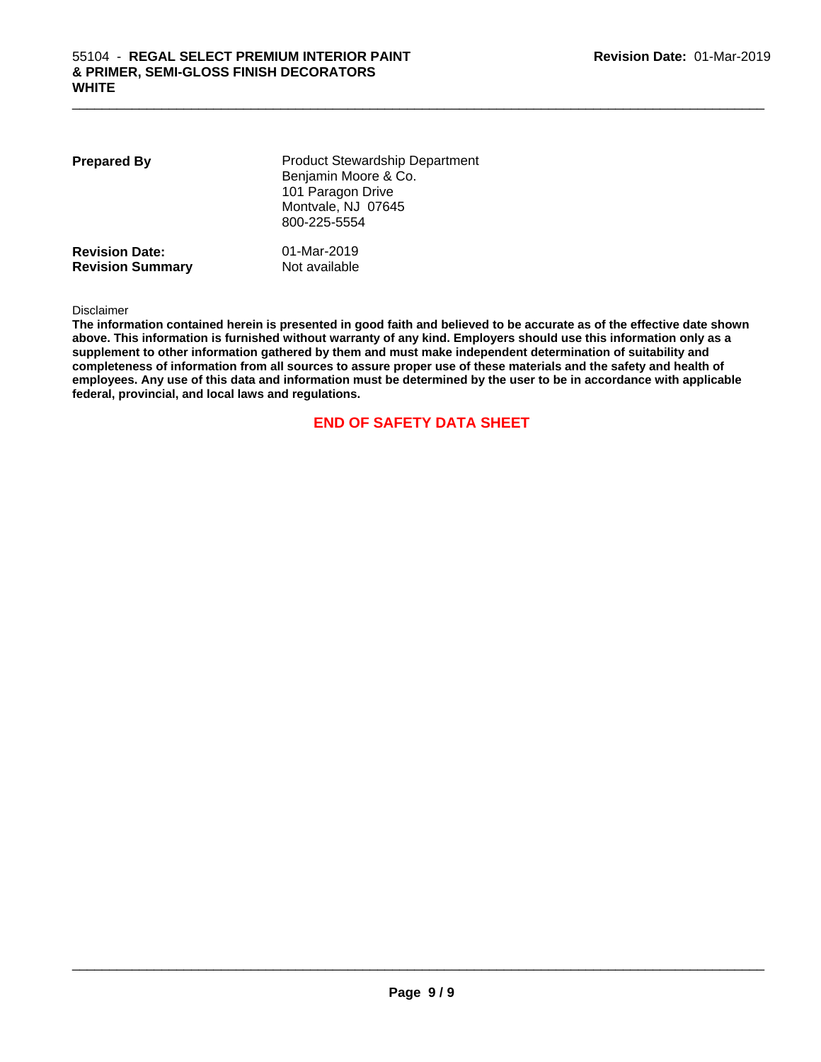| | |
|---|---|
| **Prepared By** | Product Stewardship Department<br>Benjamin Moore & Co.<br>101 Paragon Drive<br>Montvale, NJ 07645<br>800-225-5554 |
| **Revision Date:** | 01-Mar-2019 |
| **Revision Summary** | Not available |

Disclaimer

**The information contained herein is presented in good faith and believed to be accurate as of the effective date shown above. This information is furnished without warranty of any kind. Employers should use this information only as a supplement to other information gathered by them and must make independent determination of suitability and completeness of information from all sources to assure proper use of these materials and the safety and health of employees. Any use of this data and information must be determined by the user to be in accordance with applicable federal, provincial, and local laws and regulations.**

**END OF SAFETY DATA SHEET**